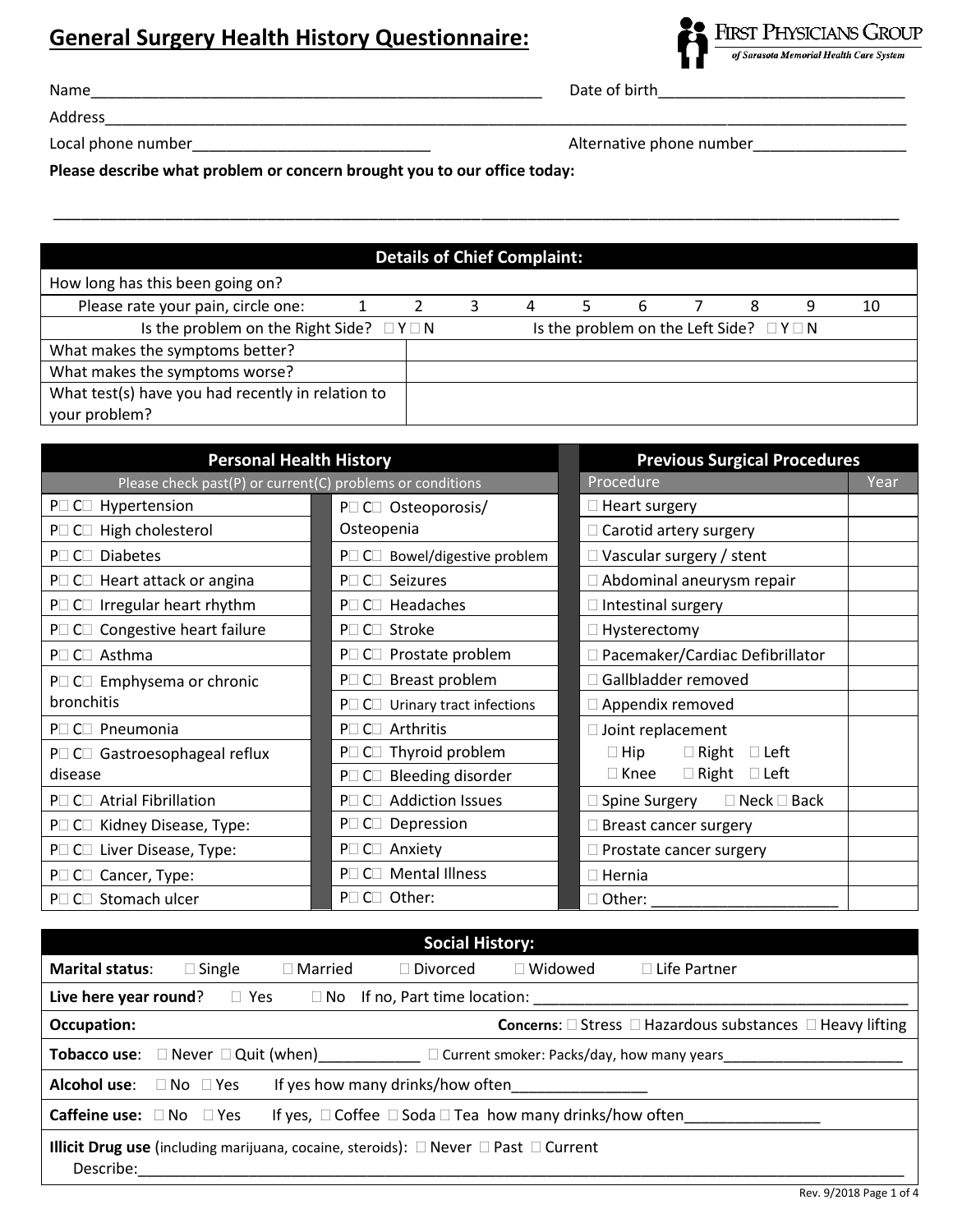# General Surgery Health History Questionnaire:

FIRST PHYSICIANS GROUP
*of Sarasota Memorial Health Care System*

Name_____________________________________________________ Date of birth_____________________________

Address_______________________________________________________________________________________________

Local phone number____________________________ Alternative phone number__________________

**Please describe what problem or concern brought you to our office today:**

_______________________________________________________________________________________________

| Details of Chief Complaint: | |
|---|---|
| How long has this been going on? | |
| Please rate your pain, circle one: 1 2 3 4 5 6 7 8 9 10 | |
| Is the problem on the Right Side? ☐ Y ☐ N | Is the problem on the Left Side? ☐ Y ☐ N |
| What makes the symptoms better? | |
| What makes the symptoms worse? | |
| What test(s) have you had recently in relation to your problem? | |

| Personal Health History | | Previous Surgical Procedures | |
|---|---|---|---|
| Please check past(P) or current(C) problems or conditions | | Procedure | Year |
| P☐ C☐ Hypertension | P☐ C☐ Osteoporosis/ Osteopenia | ☐ Heart surgery | |
| P☐ C☐ High cholesterol | | ☐ Carotid artery surgery | |
| P☐ C☐ Diabetes | P☐ C☐ Bowel/digestive problem | ☐ Vascular surgery / stent | |
| P☐ C☐ Heart attack or angina | P☐ C☐ Seizures | ☐ Abdominal aneurysm repair | |
| P☐ C☐ Irregular heart rhythm | P☐ C☐ Headaches | ☐ Intestinal surgery | |
| P☐ C☐ Congestive heart failure | P☐ C☐ Stroke | ☐ Hysterectomy | |
| P☐ C☐ Asthma | P☐ C☐ Prostate problem | ☐ Pacemaker/Cardiac Defibrillator | |
| P☐ C☐ Emphysema or chronic bronchitis | P☐ C☐ Breast problem | ☐ Gallbladder removed | |
| | P☐ C☐ Urinary tract infections | ☐ Appendix removed | |
| P☐ C☐ Pneumonia | P☐ C☐ Arthritis | ☐ Joint replacement | |
| P☐ C☐ Gastroesophageal reflux disease | P☐ C☐ Thyroid problem | ☐ Hip ☐ Right ☐ Left | |
| | P☐ C☐ Bleeding disorder | ☐ Knee ☐ Right ☐ Left | |
| P☐ C☐ Atrial Fibrillation | P☐ C☐ Addiction Issues | ☐ Spine Surgery ☐ Neck ☐ Back | |
| P☐ C☐ Kidney Disease, Type: | P☐ C☐ Depression | ☐ Breast cancer surgery | |
| P☐ C☐ Liver Disease, Type: | P☐ C☐ Anxiety | ☐ Prostate cancer surgery | |
| P☐ C☐ Cancer, Type: | P☐ C☐ Mental Illness | ☐ Hernia | |
| P☐ C☐ Stomach ulcer | P☐ C☐ Other: | ☐ Other: ______________________ | |

| Social History: |
|---|
| **Marital status**: ☐ Single ☐ Married ☐ Divorced ☐ Widowed ☐ Life Partner |
| **Live here year round**? ☐ Yes ☐ No If no, Part time location: _______________________________________________ |
| **Occupation:** **Concerns**: ☐ Stress ☐ Hazardous substances ☐ Heavy lifting |
| **Tobacco use**: ☐ Never ☐ Quit (when)____________ ☐ Current smoker: Packs/day, how many years______________________ |
| **Alcohol use**: ☐ No ☐ Yes If yes how many drinks/how often________________ |
| **Caffeine use:** ☐ No ☐ Yes If yes, ☐ Coffee ☐ Soda ☐ Tea how many drinks/how often________________ |
| **Illicit Drug use** (including marijuana, cocaine, steroids): ☐ Never ☐ Past ☐ Current Describe:_______________________________________________________________________________________________ |

Rev. 9/2018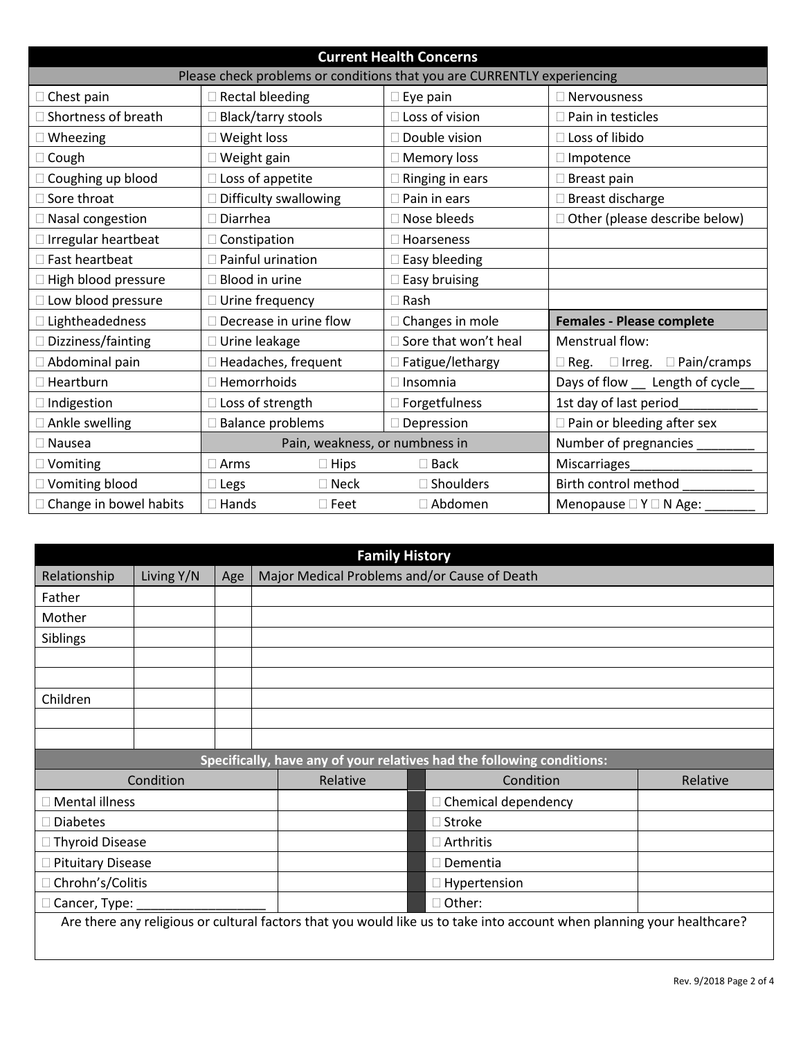## Current Health Concerns

Please check problems or conditions that you are CURRENTLY experiencing

| | | | |
|---|---|---|---|
| ☐ Chest pain | ☐ Rectal bleeding | ☐ Eye pain | ☐ Nervousness |
| ☐ Shortness of breath | ☐ Black/tarry stools | ☐ Loss of vision | ☐ Pain in testicles |
| ☐ Wheezing | ☐ Weight loss | ☐ Double vision | ☐ Loss of libido |
| ☐ Cough | ☐ Weight gain | ☐ Memory loss | ☐ Impotence |
| ☐ Coughing up blood | ☐ Loss of appetite | ☐ Ringing in ears | ☐ Breast pain |
| ☐ Sore throat | ☐ Difficulty swallowing | ☐ Pain in ears | ☐ Breast discharge |
| ☐ Nasal congestion | ☐ Diarrhea | ☐ Nose bleeds | ☐ Other (please describe below) |
| ☐ Irregular heartbeat | ☐ Constipation | ☐ Hoarseness | |
| ☐ Fast heartbeat | ☐ Painful urination | ☐ Easy bleeding | |
| ☐ High blood pressure | ☐ Blood in urine | ☐ Easy bruising | |
| ☐ Low blood pressure | ☐ Urine frequency | ☐ Rash | |
| ☐ Lightheadedness | ☐ Decrease in urine flow | ☐ Changes in mole | **Females - Please complete** |
| ☐ Dizziness/fainting | ☐ Urine leakage | ☐ Sore that won't heal | Menstrual flow: |
| ☐ Abdominal pain | ☐ Headaches, frequent | ☐ Fatigue/lethargy | ☐ Reg. ☐ Irreg. ☐ Pain/cramps |
| ☐ Heartburn | ☐ Hemorrhoids | ☐ Insomnia | Days of flow __ Length of cycle__ |
| ☐ Indigestion | ☐ Loss of strength | ☐ Forgetfulness | 1st day of last period___________ |
| ☐ Ankle swelling | ☐ Balance problems | ☐ Depression | ☐ Pain or bleeding after sex |
| ☐ Nausea | Pain, weakness, or numbness in | | Number of pregnancies ________ |
| ☐ Vomiting | ☐ Arms ☐ Hips | ☐ Back | Miscarriages_________________ |
| ☐ Vomiting blood | ☐ Legs ☐ Neck | ☐ Shoulders | Birth control method __________ |
| ☐ Change in bowel habits | ☐ Hands ☐ Feet | ☐ Abdomen | Menopause ☐ Y ☐ N Age: _______ |

## Family History

| Relationship | Living Y/N | Age | Major Medical Problems and/or Cause of Death |
|---|---|---|---|
| Father | | | |
| Mother | | | |
| Siblings | | | |
| | | | |
| | | | |
| Children | | | |
| | | | |
| | | | |

**Specifically, have any of your relatives had the following conditions:**

| Condition | Relative | Condition | Relative |
|---|---|---|---|
| ☐ Mental illness | | ☐ Chemical dependency | |
| ☐ Diabetes | | ☐ Stroke | |
| ☐ Thyroid Disease | | ☐ Arthritis | |
| ☐ Pituitary Disease | | ☐ Dementia | |
| ☐ Chrohn's/Colitis | | ☐ Hypertension | |
| ☐ Cancer, Type: __________________ | | ☐ Other: | |

Are there any religious or cultural factors that you would like us to take into account when planning your healthcare?

Rev. 9/2018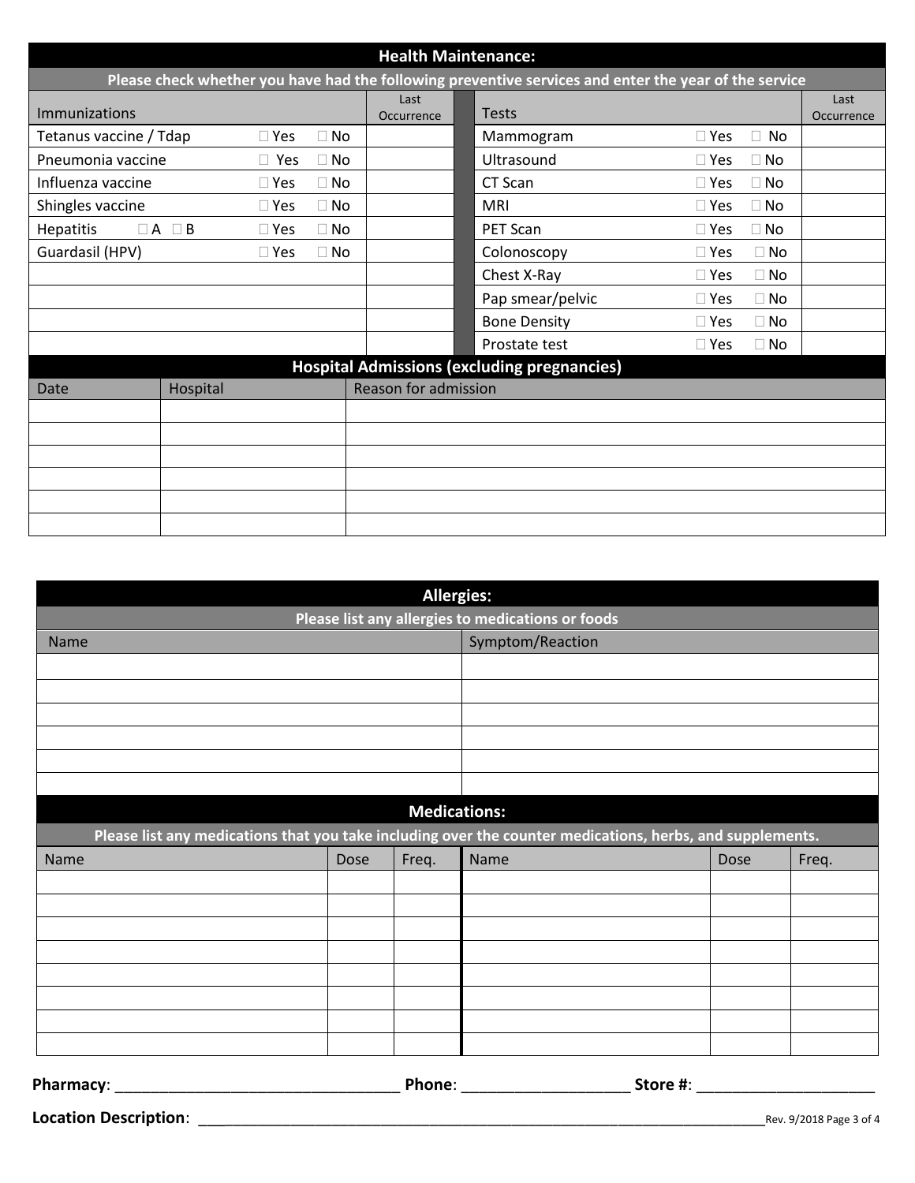## Health Maintenance:

**Please check whether you have had the following preventive services and enter the year of the service**

| Immunizations | | | Last Occurrence | Tests | | | Last Occurrence |
|---|---|---|---|---|---|---|---|
| Tetanus vaccine / Tdap | ☐ Yes | ☐ No | | Mammogram | ☐ Yes | ☐ No | |
| Pneumonia vaccine | ☐ Yes | ☐ No | | Ultrasound | ☐ Yes | ☐ No | |
| Influenza vaccine | ☐ Yes | ☐ No | | CT Scan | ☐ Yes | ☐ No | |
| Shingles vaccine | ☐ Yes | ☐ No | | MRI | ☐ Yes | ☐ No | |
| Hepatitis ☐ A ☐ B | ☐ Yes | ☐ No | | PET Scan | ☐ Yes | ☐ No | |
| Guardasil (HPV) | ☐ Yes | ☐ No | | Colonoscopy | ☐ Yes | ☐ No | |
| | | | | Chest X-Ray | ☐ Yes | ☐ No | |
| | | | | Pap smear/pelvic | ☐ Yes | ☐ No | |
| | | | | Bone Density | ☐ Yes | ☐ No | |
| | | | | Prostate test | ☐ Yes | ☐ No | |

## Hospital Admissions (excluding pregnancies)

| Date | Hospital | Reason for admission |
|---|---|---|
| | | |
| | | |
| | | |
| | | |
| | | |
| | | |

## Allergies:

**Please list any allergies to medications or foods**

| Name | Symptom/Reaction |
|---|---|
| | |
| | |
| | |
| | |
| | |
| | |

## Medications:

**Please list any medications that you take including over the counter medications, herbs, and supplements.**

| Name | Dose | Freq. | Name | Dose | Freq. |
|---|---|---|---|---|---|
| | | | | | |
| | | | | | |
| | | | | | |
| | | | | | |
| | | | | | |
| | | | | | |
| | | | | | |
| | | | | | |

**Pharmacy**: ________________________________ **Phone**: ___________________ **Store #**: ____________________

**Location Description**: ________________________________________________________________________

Rev. 9/2018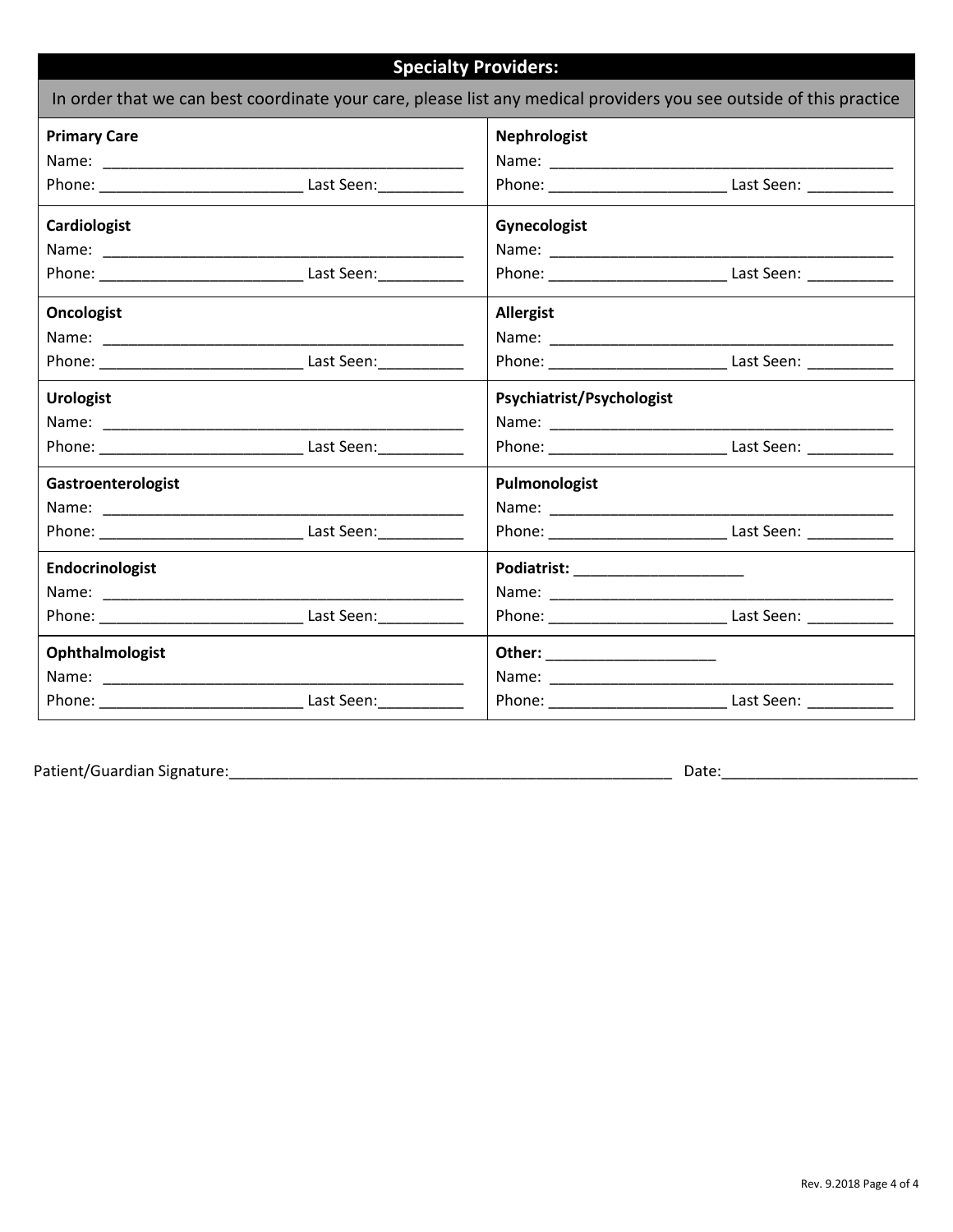## Specialty Providers:

In order that we can best coordinate your care, please list any medical providers you see outside of this practice

| | |
|---|---|
| **Primary Care**<br>Name: ____________________<br>Phone: ____________ Last Seen:__________ | **Nephrologist**<br>Name: ____________________<br>Phone: ____________ Last Seen: __________ |
| **Cardiologist**<br>Name: ____________________<br>Phone: ____________ Last Seen:__________ | **Gynecologist**<br>Name: ____________________<br>Phone: ____________ Last Seen: __________ |
| **Oncologist**<br>Name: ____________________<br>Phone: ____________ Last Seen:__________ | **Allergist**<br>Name: ____________________<br>Phone: ____________ Last Seen: __________ |
| **Urologist**<br>Name: ____________________<br>Phone: ____________ Last Seen:__________ | **Psychiatrist/Psychologist**<br>Name: ____________________<br>Phone: ____________ Last Seen: __________ |
| **Gastroenterologist**<br>Name: ____________________<br>Phone: ____________ Last Seen:__________ | **Pulmonologist**<br>Name: ____________________<br>Phone: ____________ Last Seen: __________ |
| **Endocrinologist**<br>Name: ____________________<br>Phone: ____________ Last Seen:__________ | **Podiatrist:** ____________________<br>Name: ____________________<br>Phone: ____________ Last Seen: __________ |
| **Ophthalmologist**<br>Name: ____________________<br>Phone: ____________ Last Seen:__________ | **Other:** ____________________<br>Name: ____________________<br>Phone: ____________ Last Seen: __________ |

Patient/Guardian Signature:______________________________ Date:____________________

Rev. 9.2018